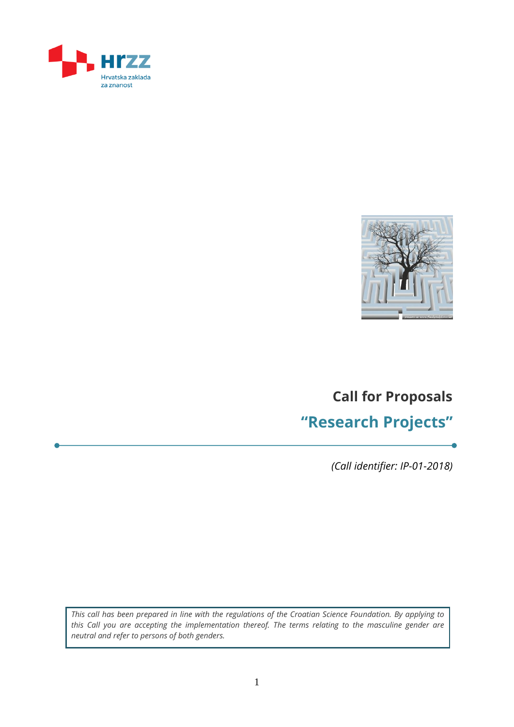HRZZ Hrvatska zaklada za znanost

# Call for Proposals

## "Research Projects"

*(Call identifier: IP-01-2018)*

*This call has been prepared in line with the regulations of the Croatian Science Foundation. By applying to this Call you are accepting the implementation thereof. The terms relating to the masculine gender are neutral and refer to persons of both genders.*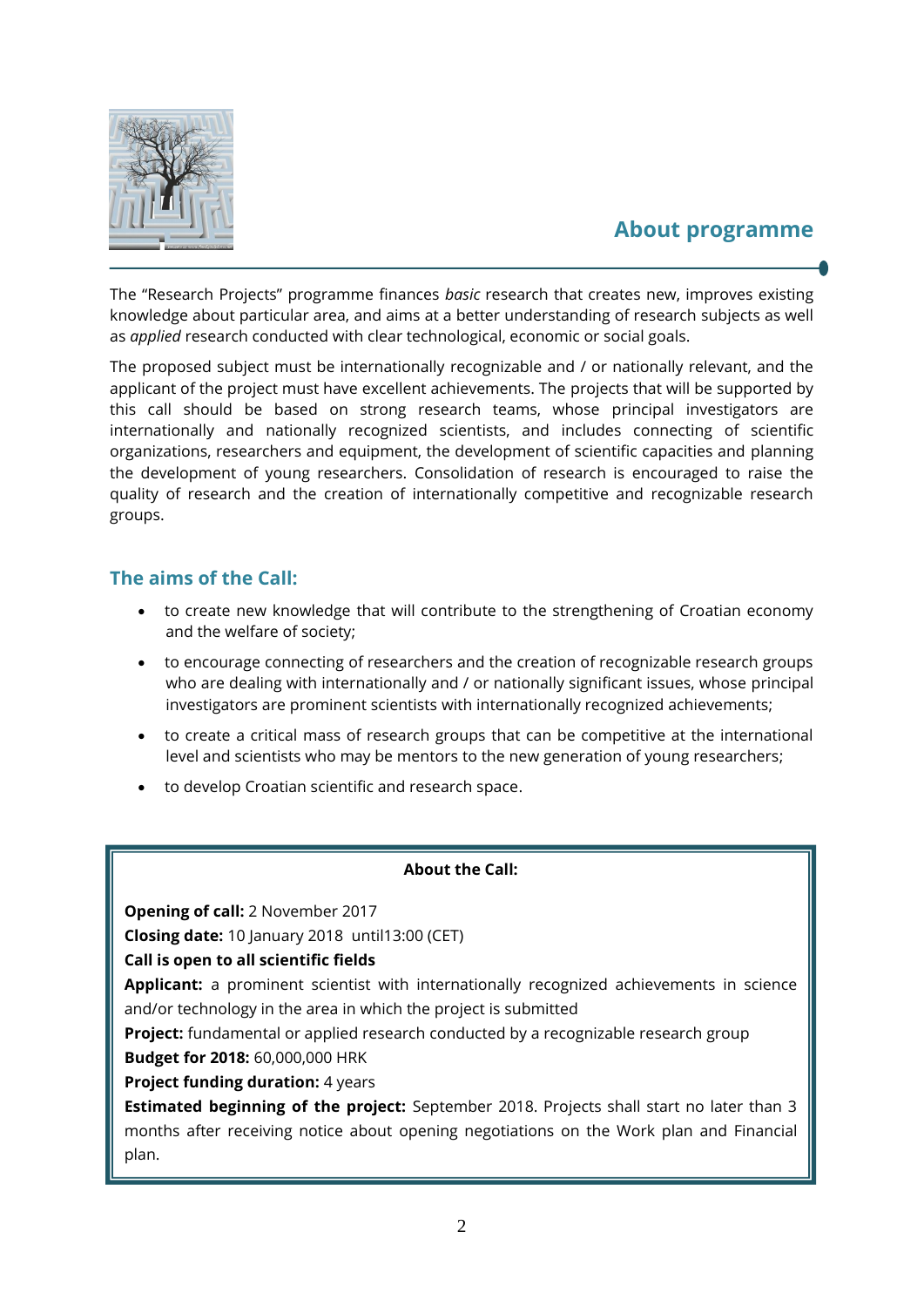## About programme

The "Research Projects" programme finances *basic* research that creates new, improves existing knowledge about particular area, and aims at a better understanding of research subjects as well as *applied* research conducted with clear technological, economic or social goals.

The proposed subject must be internationally recognizable and / or nationally relevant, and the applicant of the project must have excellent achievements. The projects that will be supported by this call should be based on strong research teams, whose principal investigators are internationally and nationally recognized scientists, and includes connecting of scientific organizations, researchers and equipment, the development of scientific capacities and planning the development of young researchers. Consolidation of research is encouraged to raise the quality of research and the creation of internationally competitive and recognizable research groups.

### The aims of the Call:

- to create new knowledge that will contribute to the strengthening of Croatian economy and the welfare of society;
- to encourage connecting of researchers and the creation of recognizable research groups who are dealing with internationally and / or nationally significant issues, whose principal investigators are prominent scientists with internationally recognized achievements;
- to create a critical mass of research groups that can be competitive at the international level and scientists who may be mentors to the new generation of young researchers;
- to develop Croatian scientific and research space.

**About the Call:**

**Opening of call:** 2 November 2017
**Closing date:** 10 January 2018 until13:00 (CET)
**Call is open to all scientific fields**
**Applicant:** a prominent scientist with internationally recognized achievements in science and/or technology in the area in which the project is submitted
**Project:** fundamental or applied research conducted by a recognizable research group
**Budget for 2018:** 60,000,000 HRK
**Project funding duration:** 4 years
**Estimated beginning of the project:** September 2018. Projects shall start no later than 3 months after receiving notice about opening negotiations on the Work plan and Financial plan.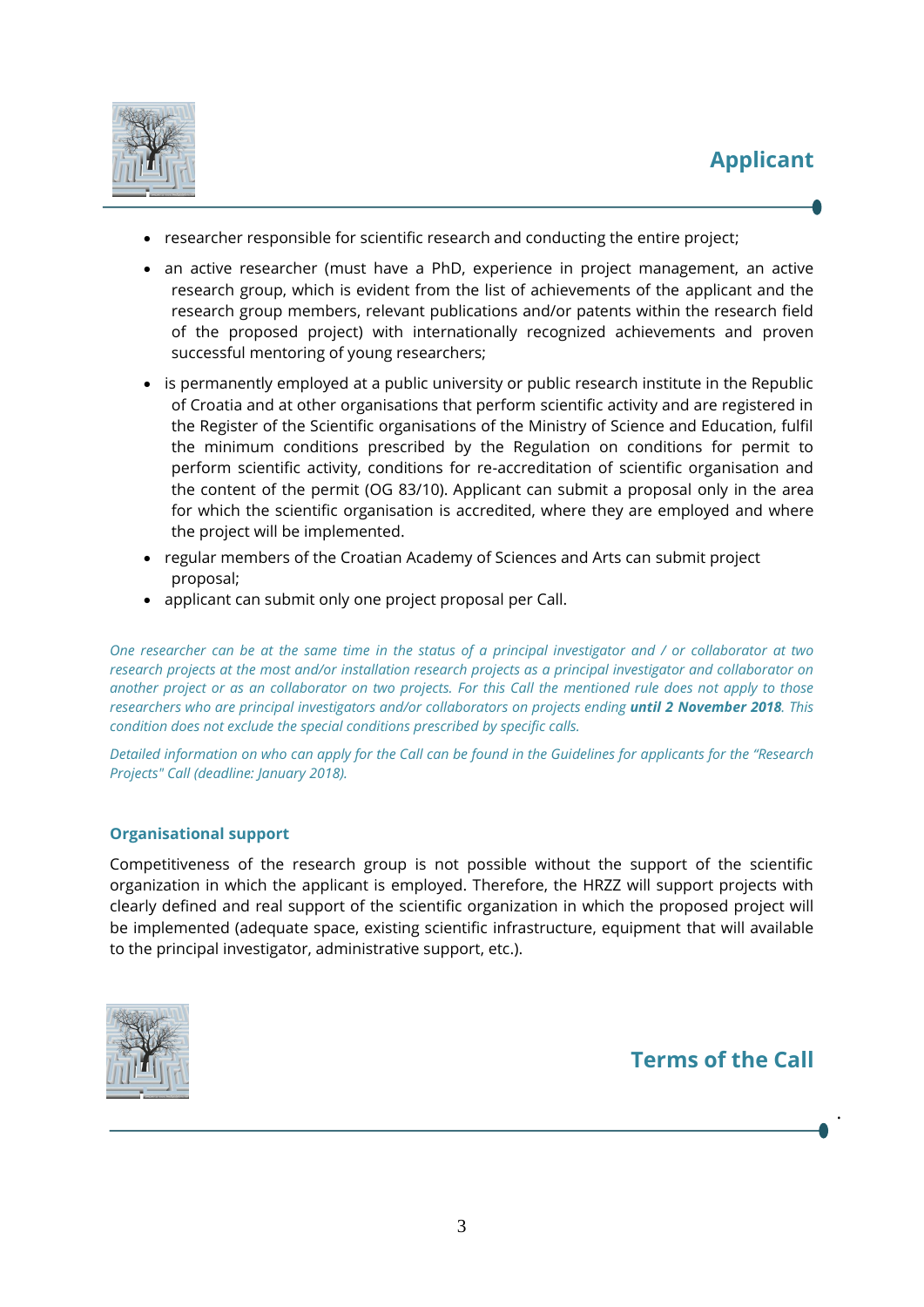## Applicant

- researcher responsible for scientific research and conducting the entire project;
- an active researcher (must have a PhD, experience in project management, an active research group, which is evident from the list of achievements of the applicant and the research group members, relevant publications and/or patents within the research field of the proposed project) with internationally recognized achievements and proven successful mentoring of young researchers;
- is permanently employed at a public university or public research institute in the Republic of Croatia and at other organisations that perform scientific activity and are registered in the Register of the Scientific organisations of the Ministry of Science and Education, fulfil the minimum conditions prescribed by the Regulation on conditions for permit to perform scientific activity, conditions for re-accreditation of scientific organisation and the content of the permit (OG 83/10). Applicant can submit a proposal only in the area for which the scientific organisation is accredited, where they are employed and where the project will be implemented.
- regular members of the Croatian Academy of Sciences and Arts can submit project proposal;
- applicant can submit only one project proposal per Call.

*One researcher can be at the same time in the status of a principal investigator and / or collaborator at two research projects at the most and/or installation research projects as a principal investigator and collaborator on another project or as an collaborator on two projects. For this Call the mentioned rule does not apply to those researchers who are principal investigators and/or collaborators on projects ending **until 2 November 2018**. This condition does not exclude the special conditions prescribed by specific calls.*

*Detailed information on who can apply for the Call can be found in the Guidelines for applicants for the "Research Projects" Call (deadline: January 2018).*

### Organisational support

Competitiveness of the research group is not possible without the support of the scientific organization in which the applicant is employed. Therefore, the HRZZ will support projects with clearly defined and real support of the scientific organization in which the proposed project will be implemented (adequate space, existing scientific infrastructure, equipment that will available to the principal investigator, administrative support, etc.).

## Terms of the Call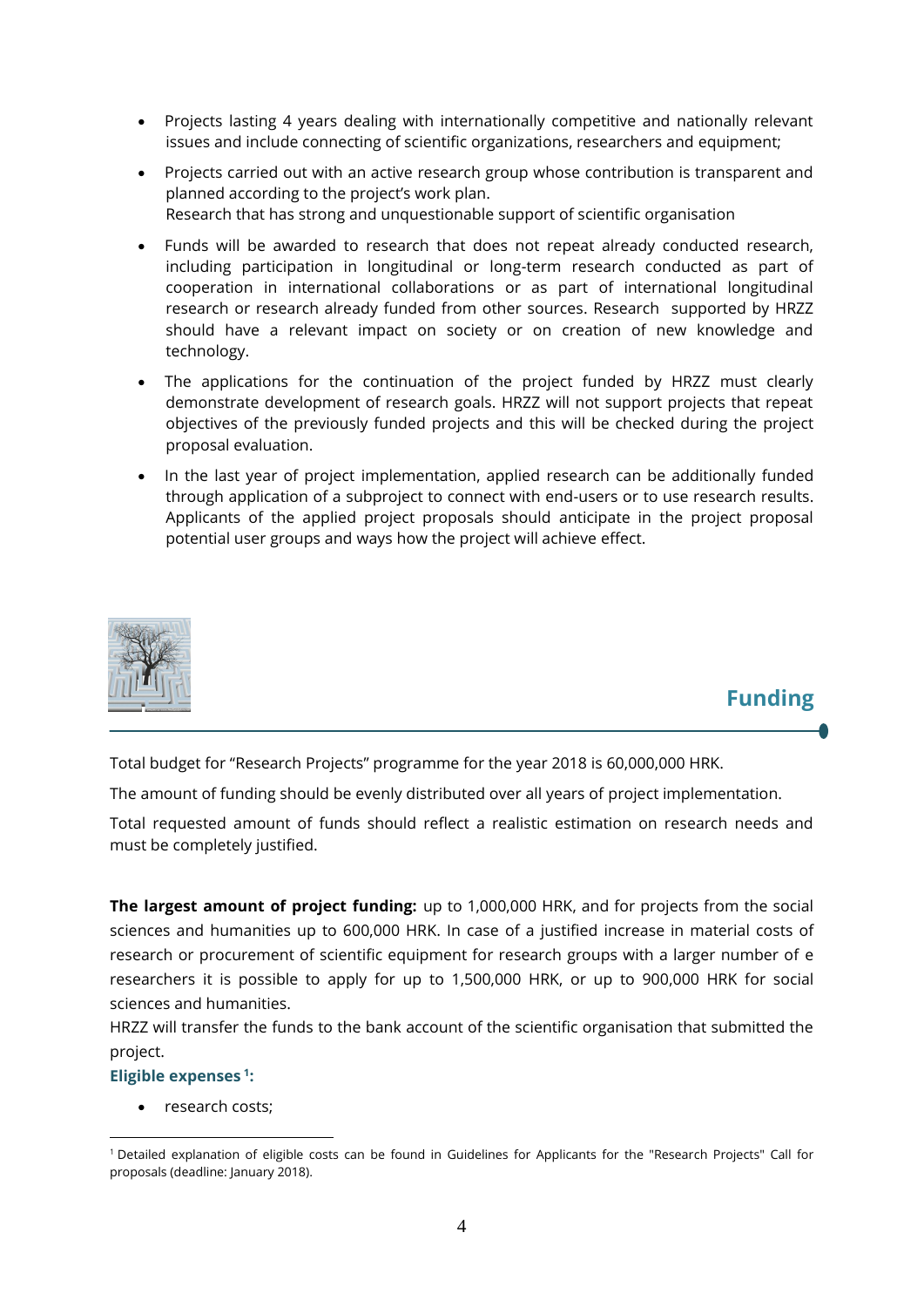- Projects lasting 4 years dealing with internationally competitive and nationally relevant issues and include connecting of scientific organizations, researchers and equipment;
- Projects carried out with an active research group whose contribution is transparent and planned according to the project's work plan.
  Research that has strong and unquestionable support of scientific organisation
- Funds will be awarded to research that does not repeat already conducted research, including participation in longitudinal or long-term research conducted as part of cooperation in international collaborations or as part of international longitudinal research or research already funded from other sources. Research supported by HRZZ should have a relevant impact on society or on creation of new knowledge and technology.
- The applications for the continuation of the project funded by HRZZ must clearly demonstrate development of research goals. HRZZ will not support projects that repeat objectives of the previously funded projects and this will be checked during the project proposal evaluation.
- In the last year of project implementation, applied research can be additionally funded through application of a subproject to connect with end-users or to use research results. Applicants of the applied project proposals should anticipate in the project proposal potential user groups and ways how the project will achieve effect.

## Funding

Total budget for "Research Projects" programme for the year 2018 is 60,000,000 HRK.

The amount of funding should be evenly distributed over all years of project implementation.

Total requested amount of funds should reflect a realistic estimation on research needs and must be completely justified.

**The largest amount of project funding:** up to 1,000,000 HRK, and for projects from the social sciences and humanities up to 600,000 HRK. In case of a justified increase in material costs of research or procurement of scientific equipment for research groups with a larger number of e researchers it is possible to apply for up to 1,500,000 HRK, or up to 900,000 HRK for social sciences and humanities.

HRZZ will transfer the funds to the bank account of the scientific organisation that submitted the project.

**Eligible expenses [1]:**

- research costs;

[1] Detailed explanation of eligible costs can be found in Guidelines for Applicants for the "Research Projects" Call for proposals (deadline: January 2018).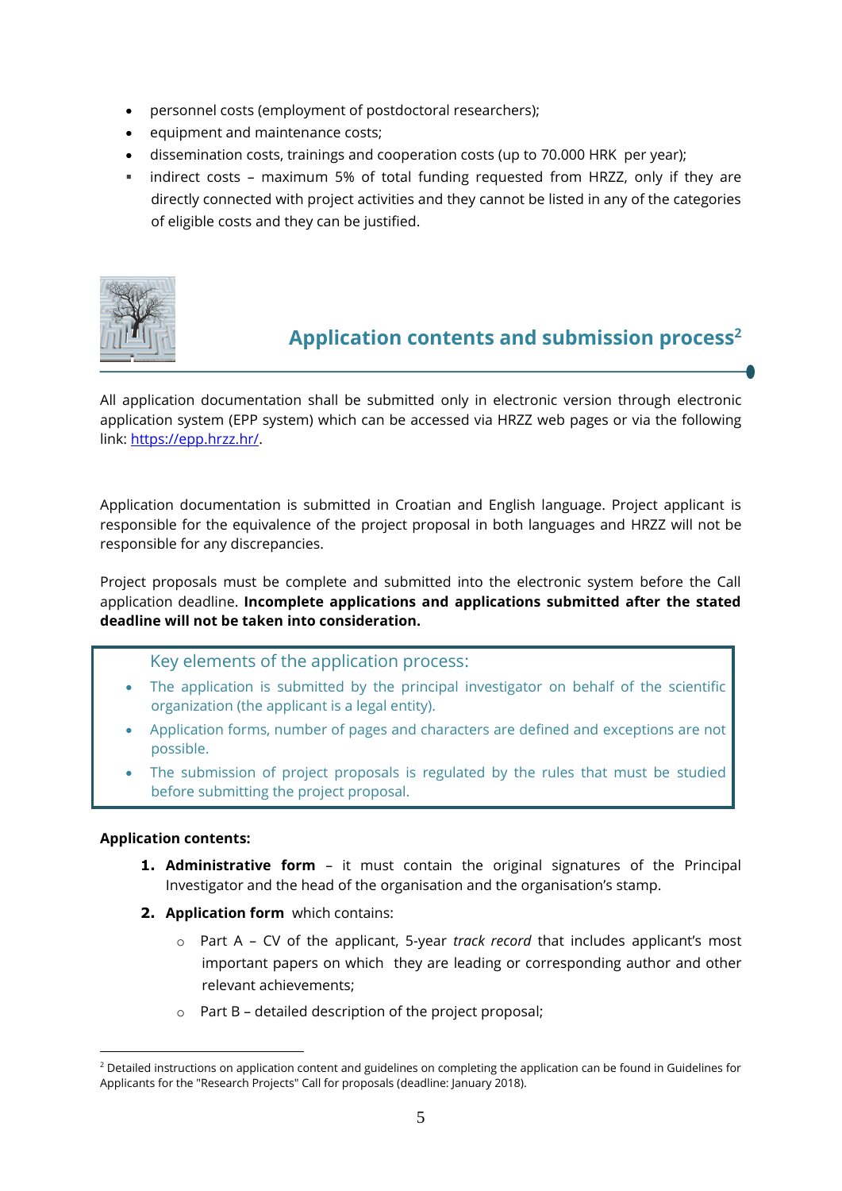- personnel costs (employment of postdoctoral researchers);
- equipment and maintenance costs;
- dissemination costs, trainings and cooperation costs (up to 70.000 HRK per year);
- indirect costs – maximum 5% of total funding requested from HRZZ, only if they are directly connected with project activities and they cannot be listed in any of the categories of eligible costs and they can be justified.

## Application contents and submission process[2]

All application documentation shall be submitted only in electronic version through electronic application system (EPP system) which can be accessed via HRZZ web pages or via the following link: https://epp.hrzz.hr/.

Application documentation is submitted in Croatian and English language. Project applicant is responsible for the equivalence of the project proposal in both languages and HRZZ will not be responsible for any discrepancies.

Project proposals must be complete and submitted into the electronic system before the Call application deadline. **Incomplete applications and applications submitted after the stated deadline will not be taken into consideration.**

> Key elements of the application process:
>
> - The application is submitted by the principal investigator on behalf of the scientific organization (the applicant is a legal entity).
> - Application forms, number of pages and characters are defined and exceptions are not possible.
> - The submission of project proposals is regulated by the rules that must be studied before submitting the project proposal.

**Application contents:**

1. **Administrative form** – it must contain the original signatures of the Principal Investigator and the head of the organisation and the organisation's stamp.
2. **Application form** which contains:
   - Part A – CV of the applicant, 5-year *track record* that includes applicant's most important papers on which they are leading or corresponding author and other relevant achievements;
   - Part B – detailed description of the project proposal;

[2] Detailed instructions on application content and guidelines on completing the application can be found in Guidelines for Applicants for the "Research Projects" Call for proposals (deadline: January 2018).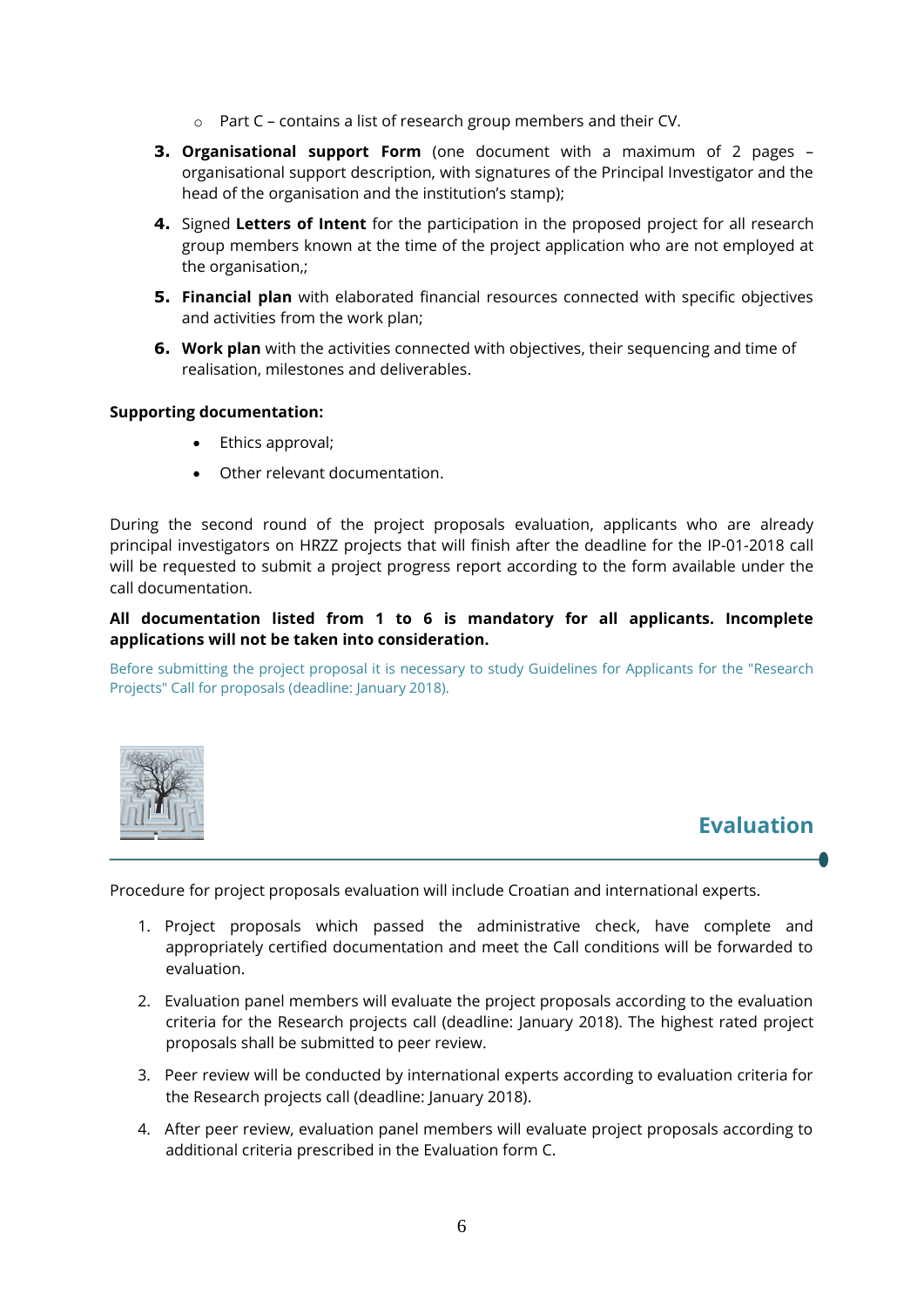- Part C – contains a list of research group members and their CV.

3. **Organisational support Form** (one document with a maximum of 2 pages – organisational support description, with signatures of the Principal Investigator and the head of the organisation and the institution's stamp);
4. Signed **Letters of Intent** for the participation in the proposed project for all research group members known at the time of the project application who are not employed at the organisation,;
5. **Financial plan** with elaborated financial resources connected with specific objectives and activities from the work plan;
6. **Work plan** with the activities connected with objectives, their sequencing and time of realisation, milestones and deliverables.

**Supporting documentation:**

- Ethics approval;
- Other relevant documentation.

During the second round of the project proposals evaluation, applicants who are already principal investigators on HRZZ projects that will finish after the deadline for the IP-01-2018 call will be requested to submit a project progress report according to the form available under the call documentation.

**All documentation listed from 1 to 6 is mandatory for all applicants. Incomplete applications will not be taken into consideration.**

Before submitting the project proposal it is necessary to study Guidelines for Applicants for the "Research Projects" Call for proposals (deadline: January 2018).

## Evaluation

Procedure for project proposals evaluation will include Croatian and international experts.

1. Project proposals which passed the administrative check, have complete and appropriately certified documentation and meet the Call conditions will be forwarded to evaluation.
2. Evaluation panel members will evaluate the project proposals according to the evaluation criteria for the Research projects call (deadline: January 2018). The highest rated project proposals shall be submitted to peer review.
3. Peer review will be conducted by international experts according to evaluation criteria for the Research projects call (deadline: January 2018).
4. After peer review, evaluation panel members will evaluate project proposals according to additional criteria prescribed in the Evaluation form C.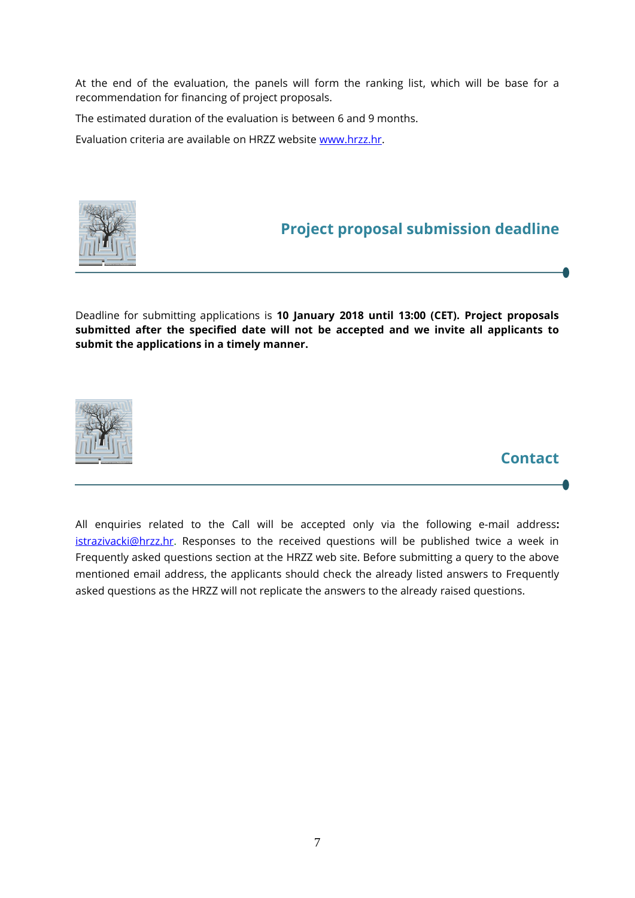At the end of the evaluation, the panels will form the ranking list, which will be base for a recommendation for financing of project proposals.

The estimated duration of the evaluation is between 6 and 9 months.

Evaluation criteria are available on HRZZ website www.hrzz.hr.

## Project proposal submission deadline

Deadline for submitting applications is **10 January 2018 until 13:00 (CET). Project proposals submitted after the specified date will not be accepted and we invite all applicants to submit the applications in a timely manner.**

## Contact

All enquiries related to the Call will be accepted only via the following e-mail address**:** istrazivacki@hrzz.hr. Responses to the received questions will be published twice a week in Frequently asked questions section at the HRZZ web site. Before submitting a query to the above mentioned email address, the applicants should check the already listed answers to Frequently asked questions as the HRZZ will not replicate the answers to the already raised questions.